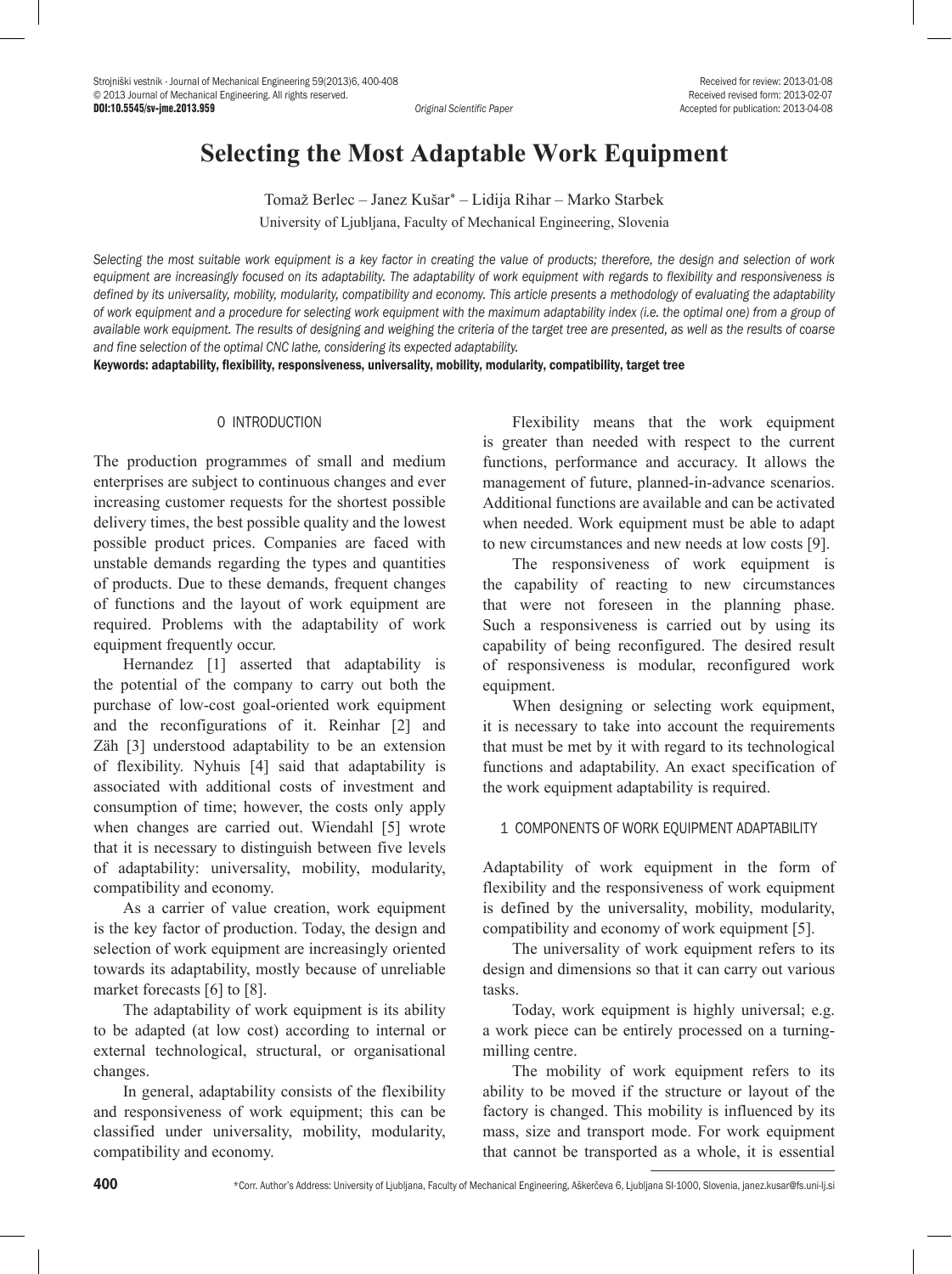Original Scientific Paper

Received for review: 2013-01-08
Received revised form: 2013-02-07
Accepted for publication: 2013-04-08

# Selecting the Most Adaptable Work Equipment

Tomaž Berlec – Janez Kušar* – Lidija Rihar – Marko Starbek

University of Ljubljana, Faculty of Mechanical Engineering, Slovenia

*Selecting the most suitable work equipment is a key factor in creating the value of products; therefore, the design and selection of work equipment are increasingly focused on its adaptability. The adaptability of work equipment with regards to flexibility and responsiveness is defined by its universality, mobility, modularity, compatibility and economy. This article presents a methodology of evaluating the adaptability of work equipment and a procedure for selecting work equipment with the maximum adaptability index (i.e. the optimal one) from a group of available work equipment. The results of designing and weighing the criteria of the target tree are presented, as well as the results of coarse and fine selection of the optimal CNC lathe, considering its expected adaptability.*

**Keywords: adaptability, flexibility, responsiveness, universality, mobility, modularity, compatibility, target tree**

## 0 INTRODUCTION

The production programmes of small and medium enterprises are subject to continuous changes and ever increasing customer requests for the shortest possible delivery times, the best possible quality and the lowest possible product prices. Companies are faced with unstable demands regarding the types and quantities of products. Due to these demands, frequent changes of functions and the layout of work equipment are required. Problems with the adaptability of work equipment frequently occur.

Hernandez [1] asserted that adaptability is the potential of the company to carry out both the purchase of low-cost goal-oriented work equipment and the reconfigurations of it. Reinhar [2] and Zäh [3] understood adaptability to be an extension of flexibility. Nyhuis [4] said that adaptability is associated with additional costs of investment and consumption of time; however, the costs only apply when changes are carried out. Wiendahl [5] wrote that it is necessary to distinguish between five levels of adaptability: universality, mobility, modularity, compatibility and economy.

As a carrier of value creation, work equipment is the key factor of production. Today, the design and selection of work equipment are increasingly oriented towards its adaptability, mostly because of unreliable market forecasts [6] to [8].

The adaptability of work equipment is its ability to be adapted (at low cost) according to internal or external technological, structural, or organisational changes.

In general, adaptability consists of the flexibility and responsiveness of work equipment; this can be classified under universality, mobility, modularity, compatibility and economy.

Flexibility means that the work equipment is greater than needed with respect to the current functions, performance and accuracy. It allows the management of future, planned-in-advance scenarios. Additional functions are available and can be activated when needed. Work equipment must be able to adapt to new circumstances and new needs at low costs [9].

The responsiveness of work equipment is the capability of reacting to new circumstances that were not foreseen in the planning phase. Such a responsiveness is carried out by using its capability of being reconfigured. The desired result of responsiveness is modular, reconfigured work equipment.

When designing or selecting work equipment, it is necessary to take into account the requirements that must be met by it with regard to its technological functions and adaptability. An exact specification of the work equipment adaptability is required.

## 1 COMPONENTS OF WORK EQUIPMENT ADAPTABILITY

Adaptability of work equipment in the form of flexibility and the responsiveness of work equipment is defined by the universality, mobility, modularity, compatibility and economy of work equipment [5].

The universality of work equipment refers to its design and dimensions so that it can carry out various tasks.

Today, work equipment is highly universal; e.g. a work piece can be entirely processed on a turning-milling centre.

The mobility of work equipment refers to its ability to be moved if the structure or layout of the factory is changed. This mobility is influenced by its mass, size and transport mode. For work equipment that cannot be transported as a whole, it is essential

*Corr. Author's Address: University of Ljubljana, Faculty of Mechanical Engineering, Aškerčeva 6, Ljubljana SI-1000, Slovenia, janez.kusar@fs.uni-lj.si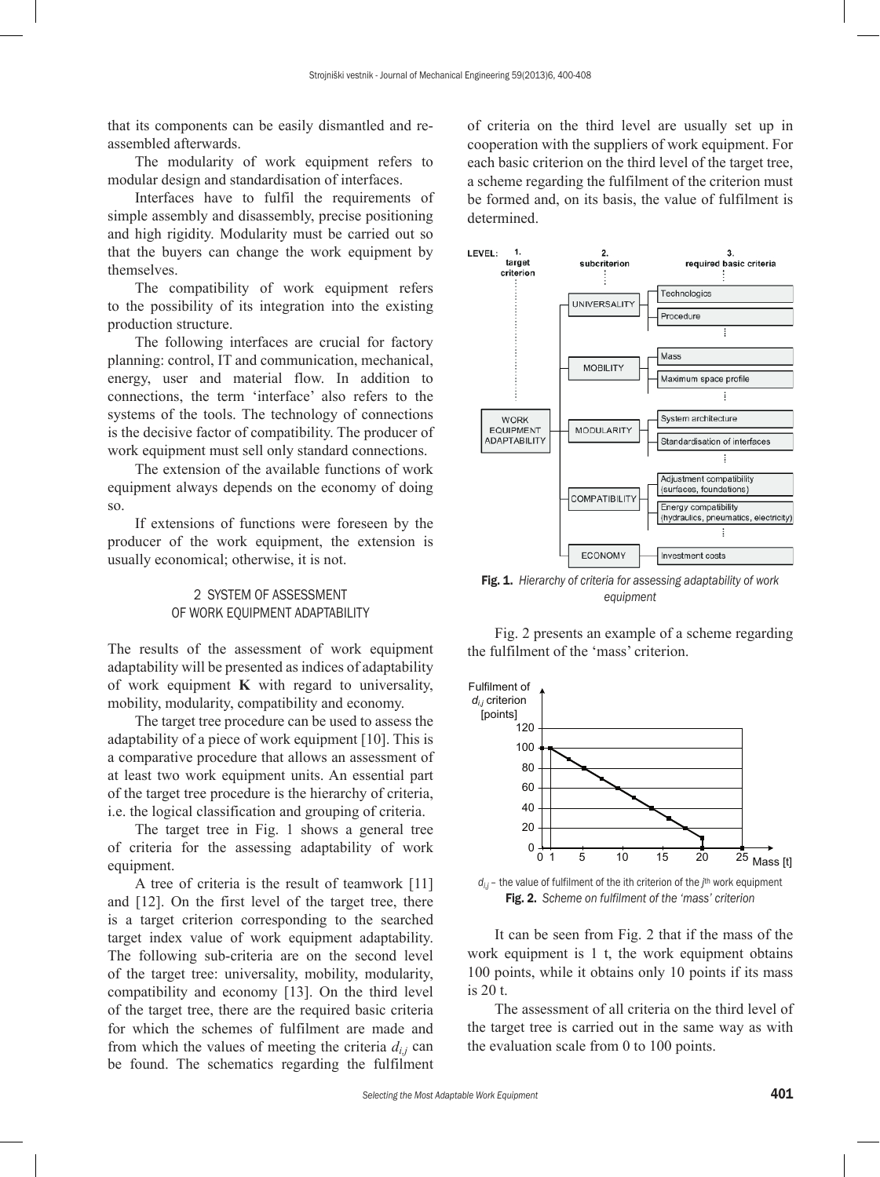that its components can be easily dismantled and re-assembled afterwards.

The modularity of work equipment refers to modular design and standardisation of interfaces.

Interfaces have to fulfil the requirements of simple assembly and disassembly, precise positioning and high rigidity. Modularity must be carried out so that the buyers can change the work equipment by themselves.

The compatibility of work equipment refers to the possibility of its integration into the existing production structure.

The following interfaces are crucial for factory planning: control, IT and communication, mechanical, energy, user and material flow. In addition to connections, the term 'interface' also refers to the systems of the tools. The technology of connections is the decisive factor of compatibility. The producer of work equipment must sell only standard connections.

The extension of the available functions of work equipment always depends on the economy of doing so.

If extensions of functions were foreseen by the producer of the work equipment, the extension is usually economical; otherwise, it is not.

## 2 SYSTEM OF ASSESSMENT OF WORK EQUIPMENT ADAPTABILITY

The results of the assessment of work equipment adaptability will be presented as indices of adaptability of work equipment **K** with regard to universality, mobility, modularity, compatibility and economy.

The target tree procedure can be used to assess the adaptability of a piece of work equipment [10]. This is a comparative procedure that allows an assessment of at least two work equipment units. An essential part of the target tree procedure is the hierarchy of criteria, i.e. the logical classification and grouping of criteria.

The target tree in Fig. 1 shows a general tree of criteria for the assessing adaptability of work equipment.

A tree of criteria is the result of teamwork [11] and [12]. On the first level of the target tree, there is a target criterion corresponding to the searched target index value of work equipment adaptability. The following sub-criteria are on the second level of the target tree: universality, mobility, modularity, compatibility and economy [13]. On the third level of the target tree, there are the required basic criteria for which the schemes of fulfilment are made and from which the values of meeting the criteria $d_{i,j}$ can be found. The schematics regarding the fulfilment of criteria on the third level are usually set up in cooperation with the suppliers of work equipment. For each basic criterion on the third level of the target tree, a scheme regarding the fulfilment of the criterion must be formed and, on its basis, the value of fulfilment is determined.

LEVEL: 1. target criterion; 2. subcriterion; 3. required basic criteria

WORK EQUIPMENT ADAPTABILITY

UNIVERSALITY: Technologies; Procedure

MOBILITY: Mass; Maximum space profile

MODULARITY: System architecture; Standardisation of interfaces

COMPATIBILITY: Adjustment compatibility (surfaces, foundations); Energy compatibility (hydraulics, pneumatics, electricity)

ECONOMY: Investment costs

**Fig. 1.** *Hierarchy of criteria for assessing adaptability of work equipment*

Fig. 2 presents an example of a scheme regarding the fulfilment of the 'mass' criterion.

Fulfilment of $d_{i,j}$ criterion [points]

120
100
80
60
40
20
0

0 1 5 10 15 20 25 Mass [t]

$d_{i,j}$ – the value of fulfilment of the ith criterion of the $j$th work equipment

**Fig. 2.** *Scheme on fulfilment of the 'mass' criterion*

It can be seen from Fig. 2 that if the mass of the work equipment is 1 t, the work equipment obtains 100 points, while it obtains only 10 points if its mass is 20 t.

The assessment of all criteria on the third level of the target tree is carried out in the same way as with the evaluation scale from 0 to 100 points.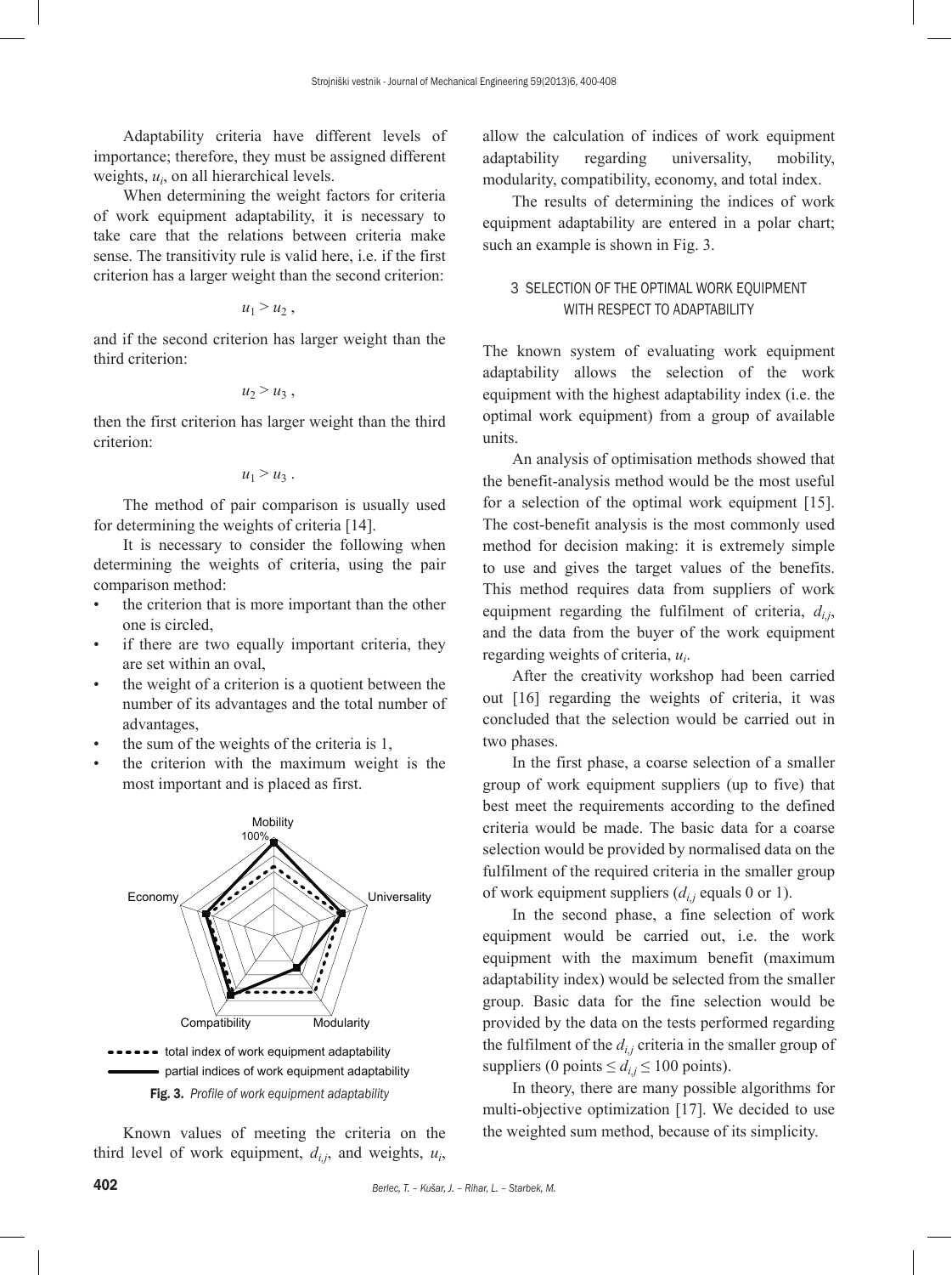Adaptability criteria have different levels of importance; therefore, they must be assigned different weights, $u_i$, on all hierarchical levels.

When determining the weight factors for criteria of work equipment adaptability, it is necessary to take care that the relations between criteria make sense. The transitivity rule is valid here, i.e. if the first criterion has a larger weight than the second criterion:

$$u_1 > u_2 \, ,$$

and if the second criterion has larger weight than the third criterion:

$$u_2 > u_3 \, ,$$

then the first criterion has larger weight than the third criterion:

$$u_1 > u_3 \, .$$

The method of pair comparison is usually used for determining the weights of criteria [14].

It is necessary to consider the following when determining the weights of criteria, using the pair comparison method:

- the criterion that is more important than the other one is circled,
- if there are two equally important criteria, they are set within an oval,
- the weight of a criterion is a quotient between the number of its advantages and the total number of advantages,
- the sum of the weights of the criteria is 1,
- the criterion with the maximum weight is the most important and is placed as first.

Fig. 3. *Profile of work equipment adaptability*

Known values of meeting the criteria on the third level of work equipment, $d_{i,j}$, and weights, $u_i$, allow the calculation of indices of work equipment adaptability regarding universality, mobility, modularity, compatibility, economy, and total index.

The results of determining the indices of work equipment adaptability are entered in a polar chart; such an example is shown in Fig. 3.

## 3 SELECTION OF THE OPTIMAL WORK EQUIPMENT WITH RESPECT TO ADAPTABILITY

The known system of evaluating work equipment adaptability allows the selection of the work equipment with the highest adaptability index (i.e. the optimal work equipment) from a group of available units.

An analysis of optimisation methods showed that the benefit-analysis method would be the most useful for a selection of the optimal work equipment [15]. The cost-benefit analysis is the most commonly used method for decision making: it is extremely simple to use and gives the target values of the benefits. This method requires data from suppliers of work equipment regarding the fulfilment of criteria, $d_{i,j}$, and the data from the buyer of the work equipment regarding weights of criteria, $u_i$.

After the creativity workshop had been carried out [16] regarding the weights of criteria, it was concluded that the selection would be carried out in two phases.

In the first phase, a coarse selection of a smaller group of work equipment suppliers (up to five) that best meet the requirements according to the defined criteria would be made. The basic data for a coarse selection would be provided by normalised data on the fulfilment of the required criteria in the smaller group of work equipment suppliers ($d_{i,j}$ equals 0 or 1).

In the second phase, a fine selection of work equipment would be carried out, i.e. the work equipment with the maximum benefit (maximum adaptability index) would be selected from the smaller group. Basic data for the fine selection would be provided by the data on the tests performed regarding the fulfilment of the $d_{i,j}$ criteria in the smaller group of suppliers (0 points $\leq d_{i,j} \leq$ 100 points).

In theory, there are many possible algorithms for multi-objective optimization [17]. We decided to use the weighted sum method, because of its simplicity.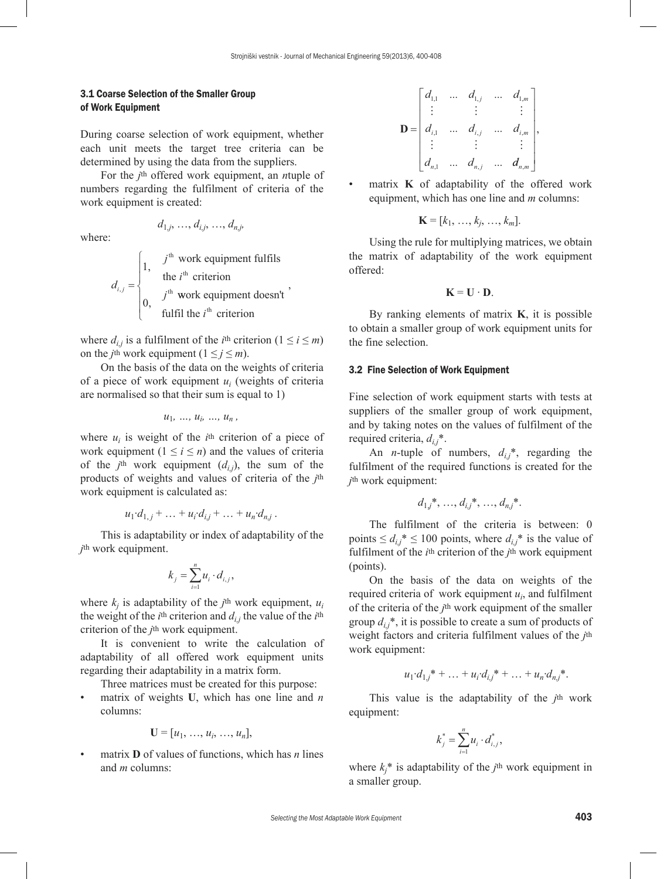### 3.1 Coarse Selection of the Smaller Group of Work Equipment

During coarse selection of work equipment, whether each unit meets the target tree criteria can be determined by using the data from the suppliers.

For the $j$th offered work equipment, an $n$tuple of numbers regarding the fulfilment of criteria of the work equipment is created:

$$d_{1,j}, \ldots, d_{i,j}, \ldots, d_{n,j},$$

where:

$$d_{i,j} = \begin{cases} 1, & j^{\text{th}} \text{ work equipment fulfils the } i^{\text{th}} \text{ criterion} \\ 0, & j^{\text{th}} \text{ work equipment doesn't fulfil the } i^{\text{th}} \text{ criterion} \end{cases},$$

where $d_{i,j}$ is a fulfilment of the $i$th criterion ($1 \leq i \leq m$) on the $j$th work equipment ($1 \leq j \leq m$).

On the basis of the data on the weights of criteria of a piece of work equipment $u_i$ (weights of criteria are normalised so that their sum is equal to 1)

$$u_1, \ldots, u_i, \ldots, u_n,$$

where $u_i$ is weight of the $i$th criterion of a piece of work equipment ($1 \leq i \leq n$) and the values of criteria of the $j$th work equipment ($d_{i,j}$), the sum of the products of weights and values of criteria of the $j$th work equipment is calculated as:

$$u_1 \cdot d_{1,j} + \ldots + u_i \cdot d_{i,j} + \ldots + u_n \cdot d_{n,j}.$$

This is adaptability or index of adaptability of the $j$th work equipment.

$$k_j = \sum_{i=1}^{n} u_i \cdot d_{i,j},$$

where $k_j$ is adaptability of the $j$th work equipment, $u_i$ the weight of the $i$th criterion and $d_{i,j}$ the value of the $i$th criterion of the $j$th work equipment.

It is convenient to write the calculation of adaptability of all offered work equipment units regarding their adaptability in a matrix form.

Three matrices must be created for this purpose:

- matrix of weights $\mathbf{U}$, which has one line and $n$ columns:

$$\mathbf{U} = [u_1, \ldots, u_i, \ldots, u_n],$$

- matrix $\mathbf{D}$ of values of functions, which has $n$ lines and $m$ columns:

$$\mathbf{D} = \begin{bmatrix} d_{1,1} & \ldots & d_{1,j} & \ldots & d_{1,m} \\ \vdots & & \vdots & & \vdots \\ d_{i,1} & \ldots & d_{i,j} & \ldots & d_{i,m} \\ \vdots & & \vdots & & \vdots \\ d_{n,1} & \ldots & d_{n,j} & \ldots & d_{n,m} \end{bmatrix},$$

- matrix $\mathbf{K}$ of adaptability of the offered work equipment, which has one line and $m$ columns:

$$\mathbf{K} = [k_1, \ldots, k_j, \ldots, k_m].$$

Using the rule for multiplying matrices, we obtain the matrix of adaptability of the work equipment offered:

$$\mathbf{K} = \mathbf{U} \cdot \mathbf{D}.$$

By ranking elements of matrix $\mathbf{K}$, it is possible to obtain a smaller group of work equipment units for the fine selection.

### 3.2 Fine Selection of Work Equipment

Fine selection of work equipment starts with tests at suppliers of the smaller group of work equipment, and by taking notes on the values of fulfilment of the required criteria, $d_{i,j}^*$.

An $n$-tuple of numbers, $d_{i,j}^*$, regarding the fulfilment of the required functions is created for the $j$th work equipment:

$$d_{1,j}^*, \ldots, d_{i,j}^*, \ldots, d_{n,j}^*.$$

The fulfilment of the criteria is between: 0 points $\leq d_{i,j}^* \leq$ 100 points, where $d_{i,j}^*$ is the value of fulfilment of the $i$th criterion of the $j$th work equipment (points).

On the basis of the data on weights of the required criteria of work equipment $u_i$, and fulfilment of the criteria of the $j$th work equipment of the smaller group $d_{i,j}^*$, it is possible to create a sum of products of weight factors and criteria fulfilment values of the $j$th work equipment:

$$u_1 \cdot d_{1,j}^* + \ldots + u_i \cdot d_{i,j}^* + \ldots + u_n \cdot d_{n,j}^*.$$

This value is the adaptability of the $j$th work equipment:

$$k_j^* = \sum_{i=1}^{n} u_i \cdot d_{i,j}^*,$$

where $k_j^*$ is adaptability of the $j$th work equipment in a smaller group.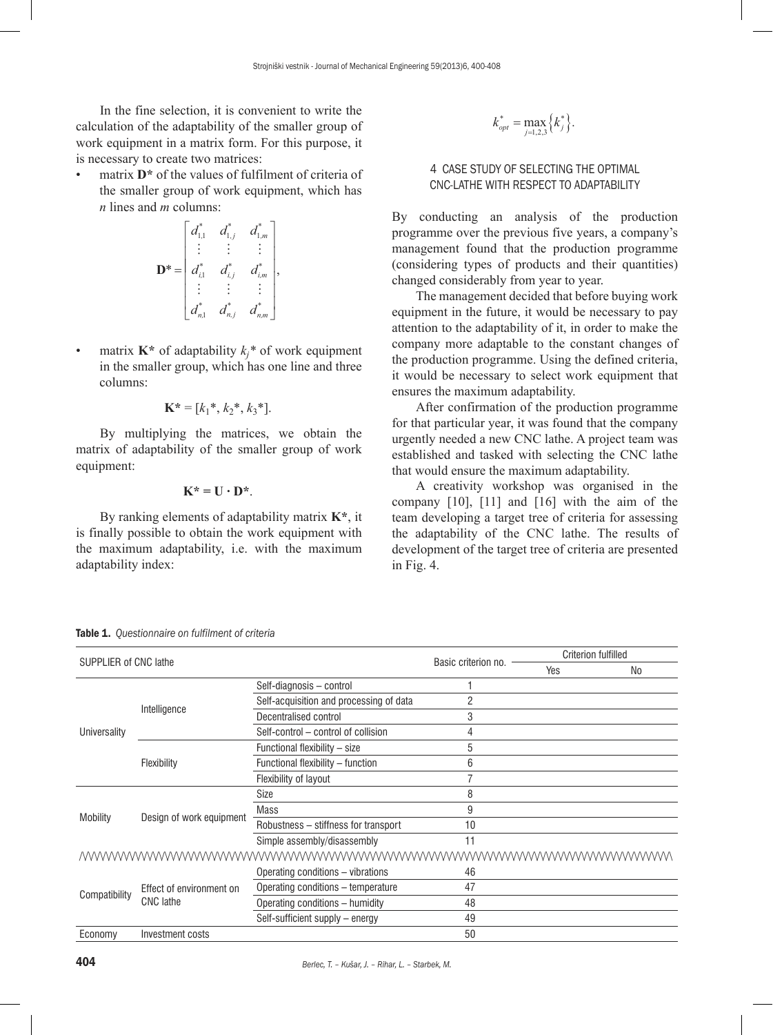In the fine selection, it is convenient to write the calculation of the adaptability of the smaller group of work equipment in a matrix form. For this purpose, it is necessary to create two matrices:

- matrix **D*** of the values of fulfilment of criteria of the smaller group of work equipment, which has *n* lines and *m* columns:

$$\mathbf{D}^* = \begin{bmatrix} d_{1,1}^* & d_{1,j}^* & d_{1,m}^* \\ \vdots & \vdots & \vdots \\ d_{i,1}^* & d_{i,j}^* & d_{i,m}^* \\ \vdots & \vdots & \vdots \\ d_{n,1}^* & d_{n,j}^* & d_{n,m}^* \end{bmatrix},$$

- matrix **K*** of adaptability $k_j$* of work equipment in the smaller group, which has one line and three columns:

$$\mathbf{K}^* = [k_1^*, k_2^*, k_3^*].$$

By multiplying the matrices, we obtain the matrix of adaptability of the smaller group of work equipment:

$$\mathbf{K}^* = \mathbf{U} \cdot \mathbf{D}^*.$$

By ranking elements of adaptability matrix **K***, it is finally possible to obtain the work equipment with the maximum adaptability, i.e. with the maximum adaptability index:

$$k_{opt}^* = \max_{j=1,2,3} \left\{ k_j^* \right\}.$$

## 4 CASE STUDY OF SELECTING THE OPTIMAL CNC-LATHE WITH RESPECT TO ADAPTABILITY

By conducting an analysis of the production programme over the previous five years, a company's management found that the production programme (considering types of products and their quantities) changed considerably from year to year.

The management decided that before buying work equipment in the future, it would be necessary to pay attention to the adaptability of it, in order to make the company more adaptable to the constant changes of the production programme. Using the defined criteria, it would be necessary to select work equipment that ensures the maximum adaptability.

After confirmation of the production programme for that particular year, it was found that the company urgently needed a new CNC lathe. A project team was established and tasked with selecting the CNC lathe that would ensure the maximum adaptability.

A creativity workshop was organised in the company [10], [11] and [16] with the aim of the team developing a target tree of criteria for assessing the adaptability of the CNC lathe. The results of development of the target tree of criteria are presented in Fig. 4.

**Table 1.** *Questionnaire on fulfilment of criteria*

| SUPPLIER of CNC lathe | | | Basic criterion no. | Criterion fulfilled | |
|---|---|---|---|---|---|
| | | | | Yes | No |
| Universality | Intelligence | Self-diagnosis – control | 1 | | |
| | | Self-acquisition and processing of data | 2 | | |
| | | Decentralised control | 3 | | |
| | | Self-control – control of collision | 4 | | |
| | Flexibility | Functional flexibility – size | 5 | | |
| | | Functional flexibility – function | 6 | | |
| | | Flexibility of layout | 7 | | |
| Mobility | Design of work equipment | Size | 8 | | |
| | | Mass | 9 | | |
| | | Robustness – stiffness for transport | 10 | | |
| | | Simple assembly/disassembly | 11 | | |
| ... | ... | ... | ... | | |
| Compatibility | Effect of environment on CNC lathe | Operating conditions – vibrations | 46 | | |
| | | Operating conditions – temperature | 47 | | |
| | | Operating conditions – humidity | 48 | | |
| | | Self-sufficient supply – energy | 49 | | |
| Economy | Investment costs | | 50 | | |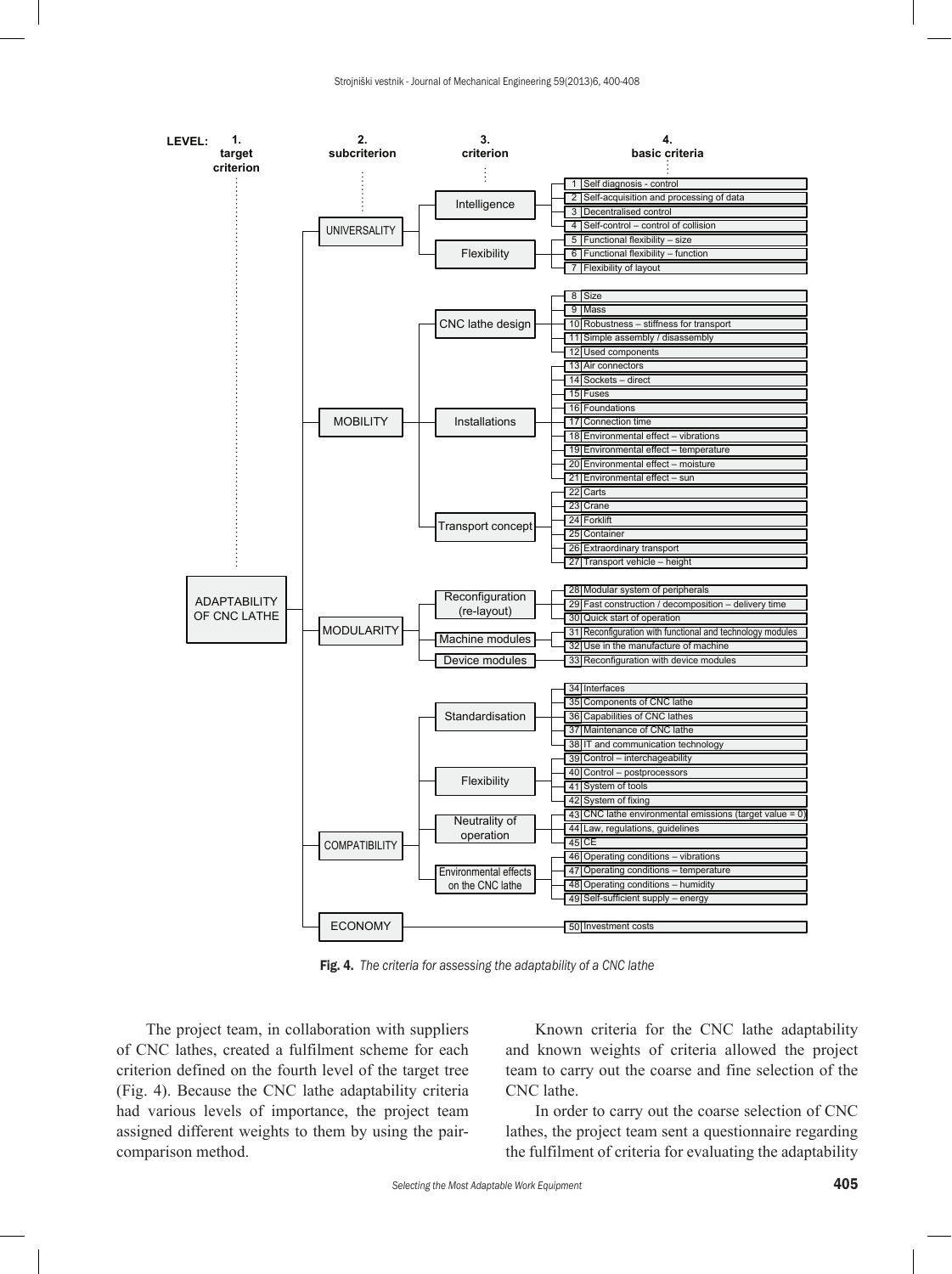| LEVEL: 1. target criterion | 2. subcriterion | 3. criterion | 4. basic criteria |
|---|---|---|---|
| ADAPTABILITY OF CNC LATHE | UNIVERSALITY | Intelligence | 1 Self diagnosis - control |
| | | | 2 Self-acquisition and processing of data |
| | | | 3 Decentralised control |
| | | | 4 Self-control – control of collision |
| | | Flexibility | 5 Functional flexibility – size |
| | | | 6 Functional flexibility – function |
| | | | 7 Flexibility of layout |
| | MOBILITY | CNC lathe design | 8 Size |
| | | | 9 Mass |
| | | | 10 Robustness – stiffness for transport |
| | | | 11 Simple assembly / disassembly |
| | | | 12 Used components |
| | | Installations | 13 Air connectors |
| | | | 14 Sockets – direct |
| | | | 15 Fuses |
| | | | 16 Foundations |
| | | | 17 Connection time |
| | | | 18 Environmental effect – vibrations |
| | | | 19 Environmental effect – temperature |
| | | | 20 Environmental effect – moisture |
| | | | 21 Environmental effect – sun |
| | | Transport concept | 22 Carts |
| | | | 23 Crane |
| | | | 24 Forklift |
| | | | 25 Container |
| | | | 26 Extraordinary transport |
| | | | 27 Transport vehicle – height |
| | MODULARITY | Reconfiguration (re-layout) | 28 Modular system of peripherals |
| | | | 29 Fast construction / decomposition – delivery time |
| | | | 30 Quick start of operation |
| | | Machine modules | 31 Reconfiguration with functional and technology modules |
| | | | 32 Use in the manufacture of machine |
| | | Device modules | 33 Reconfiguration with device modules |
| | COMPATIBILITY | Standardisation | 34 Interfaces |
| | | | 35 Components of CNC lathe |
| | | | 36 Capabilities of CNC lathes |
| | | | 37 Maintenance of CNC lathe |
| | | | 38 IT and communication technology |
| | | Flexibility | 39 Control – interchageability |
| | | | 40 Control – postprocessors |
| | | | 41 System of tools |
| | | | 42 System of fixing |
| | | Neutrality of operation | 43 CNC lathe environmental emissions (target value = 0) |
| | | | 44 Law, regulations, guidelines |
| | | | 45 CE |
| | | Environmental effects on the CNC lathe | 46 Operating conditions – vibrations |
| | | | 47 Operating conditions – temperature |
| | | | 48 Operating conditions – humidity |
| | | | 49 Self-sufficient supply – energy |
| | ECONOMY | | 50 Investment costs |

**Fig. 4.** *The criteria for assessing the adaptability of a CNC lathe*

The project team, in collaboration with suppliers of CNC lathes, created a fulfilment scheme for each criterion defined on the fourth level of the target tree (Fig. 4). Because the CNC lathe adaptability criteria had various levels of importance, the project team assigned different weights to them by using the pair-comparison method.

Known criteria for the CNC lathe adaptability and known weights of criteria allowed the project team to carry out the coarse and fine selection of the CNC lathe.

In order to carry out the coarse selection of CNC lathes, the project team sent a questionnaire regarding the fulfilment of criteria for evaluating the adaptability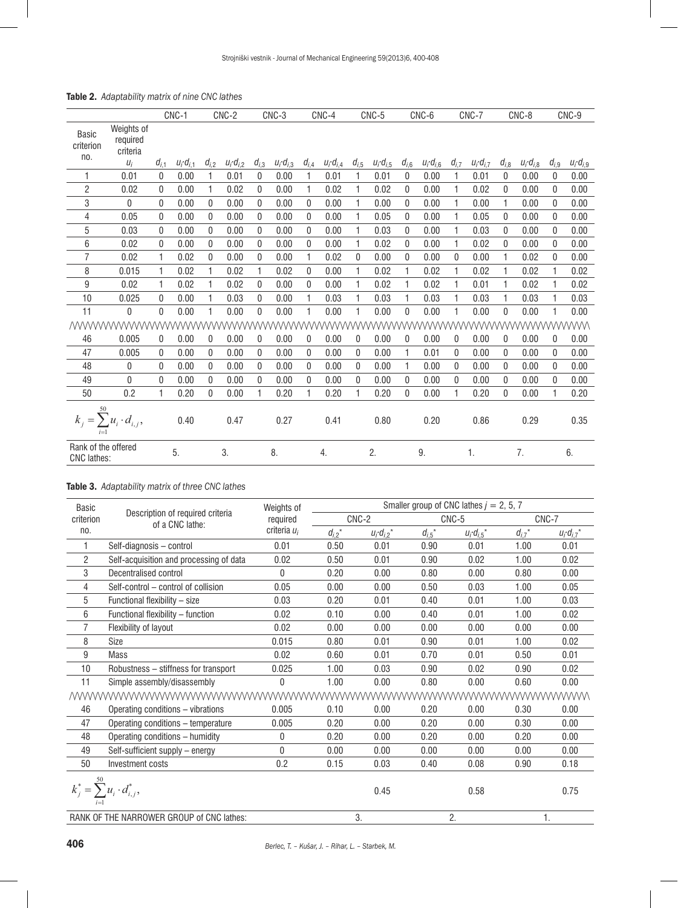**Table 2.** *Adaptability matrix of nine CNC lathes*

| Basic criterion no. | Weights of required criteria | CNC-1 | | CNC-2 | | CNC-3 | | CNC-4 | | CNC-5 | | CNC-6 | | CNC-7 | | CNC-8 | | CNC-9 | |
|---|---|---|---|---|---|---|---|---|---|---|---|---|---|---|---|---|---|---|---|
| | $u_i$ | $d_{i,1}$ | $u_i{\cdot}d_{i,1}$ | $d_{i,2}$ | $u_i{\cdot}d_{i,2}$ | $d_{i,3}$ | $u_i{\cdot}d_{i,3}$ | $d_{i,4}$ | $u_i{\cdot}d_{i,4}$ | $d_{i,5}$ | $u_i{\cdot}d_{i,5}$ | $d_{i,6}$ | $u_i{\cdot}d_{i,6}$ | $d_{i,7}$ | $u_i{\cdot}d_{i,7}$ | $d_{i,8}$ | $u_i{\cdot}d_{i,8}$ | $d_{i,9}$ | $u_i{\cdot}d_{i,9}$ |
| 1 | 0.01 | 0 | 0.00 | 1 | 0.01 | 0 | 0.00 | 1 | 0.01 | 1 | 0.01 | 0 | 0.00 | 1 | 0.01 | 0 | 0.00 | 0 | 0.00 |
| 2 | 0.02 | 0 | 0.00 | 1 | 0.02 | 0 | 0.00 | 1 | 0.02 | 1 | 0.02 | 0 | 0.00 | 1 | 0.02 | 0 | 0.00 | 0 | 0.00 |
| 3 | 0 | 0 | 0.00 | 0 | 0.00 | 0 | 0.00 | 0 | 0.00 | 1 | 0.00 | 0 | 0.00 | 1 | 0.00 | 1 | 0.00 | 0 | 0.00 |
| 4 | 0.05 | 0 | 0.00 | 0 | 0.00 | 0 | 0.00 | 0 | 0.00 | 1 | 0.05 | 0 | 0.00 | 1 | 0.05 | 0 | 0.00 | 0 | 0.00 |
| 5 | 0.03 | 0 | 0.00 | 0 | 0.00 | 0 | 0.00 | 0 | 0.00 | 1 | 0.03 | 0 | 0.00 | 1 | 0.03 | 0 | 0.00 | 0 | 0.00 |
| 6 | 0.02 | 0 | 0.00 | 0 | 0.00 | 0 | 0.00 | 0 | 0.00 | 1 | 0.02 | 0 | 0.00 | 1 | 0.02 | 0 | 0.00 | 0 | 0.00 |
| 7 | 0.02 | 1 | 0.02 | 0 | 0.00 | 0 | 0.00 | 1 | 0.02 | 0 | 0.00 | 0 | 0.00 | 0 | 0.00 | 1 | 0.02 | 0 | 0.00 |
| 8 | 0.015 | 1 | 0.02 | 1 | 0.02 | 1 | 0.02 | 0 | 0.00 | 1 | 0.02 | 1 | 0.02 | 1 | 0.02 | 1 | 0.02 | 1 | 0.02 |
| 9 | 0.02 | 1 | 0.02 | 1 | 0.02 | 0 | 0.00 | 0 | 0.00 | 1 | 0.02 | 1 | 0.02 | 1 | 0.01 | 1 | 0.02 | 1 | 0.02 |
| 10 | 0.025 | 0 | 0.00 | 1 | 0.03 | 0 | 0.00 | 1 | 0.03 | 1 | 0.03 | 1 | 0.03 | 1 | 0.03 | 1 | 0.03 | 1 | 0.03 |
| 11 | 0 | 0 | 0.00 | 1 | 0.00 | 0 | 0.00 | 1 | 0.00 | 1 | 0.00 | 0 | 0.00 | 1 | 0.00 | 0 | 0.00 | 1 | 0.00 |
| … | | | | | | | | | | | | | | | | | | | |
| 46 | 0.005 | 0 | 0.00 | 0 | 0.00 | 0 | 0.00 | 0 | 0.00 | 0 | 0.00 | 0 | 0.00 | 0 | 0.00 | 0 | 0.00 | 0 | 0.00 |
| 47 | 0.005 | 0 | 0.00 | 0 | 0.00 | 0 | 0.00 | 0 | 0.00 | 0 | 0.00 | 1 | 0.01 | 0 | 0.00 | 0 | 0.00 | 0 | 0.00 |
| 48 | 0 | 0 | 0.00 | 0 | 0.00 | 0 | 0.00 | 0 | 0.00 | 0 | 0.00 | 1 | 0.00 | 0 | 0.00 | 0 | 0.00 | 0 | 0.00 |
| 49 | 0 | 0 | 0.00 | 0 | 0.00 | 0 | 0.00 | 0 | 0.00 | 0 | 0.00 | 0 | 0.00 | 0 | 0.00 | 0 | 0.00 | 0 | 0.00 |
| 50 | 0.2 | 1 | 0.20 | 0 | 0.00 | 1 | 0.20 | 1 | 0.20 | 1 | 0.20 | 0 | 0.00 | 1 | 0.20 | 0 | 0.00 | 1 | 0.20 |
| $k_j = \sum_{i=1}^{50} u_i \cdot d_{i,j},$ | | | 0.40 | | 0.47 | | 0.27 | | 0.41 | | 0.80 | | 0.20 | | 0.86 | | 0.29 | | 0.35 |
| Rank of the offered CNC lathes: | | | 5. | | 3. | | 8. | | 4. | | 2. | | 9. | | 1. | | 7. | | 6. |

**Table 3.** *Adaptability matrix of three CNC lathes*

| Basic criterion no. | Description of required criteria of a CNC lathe: | Weights of required criteria $u_i$ | Smaller group of CNC lathes $j$ = 2, 5, 7 | | | | | |
|---|---|---|---|---|---|---|---|---|
| | | | CNC-2 | | CNC-5 | | CNC-7 | |
| | | | $d_{i,2}^*$ | $u_i{\cdot}d_{i,2}^*$ | $d_{i,5}^*$ | $u_i{\cdot}d_{i,5}^*$ | $d_{i,7}^*$ | $u_i{\cdot}d_{i,7}^*$ |
| 1 | Self-diagnosis – control | 0.01 | 0.50 | 0.01 | 0.90 | 0.01 | 1.00 | 0.01 |
| 2 | Self-acquisition and processing of data | 0.02 | 0.50 | 0.01 | 0.90 | 0.02 | 1.00 | 0.02 |
| 3 | Decentralised control | 0 | 0.20 | 0.00 | 0.80 | 0.00 | 0.80 | 0.00 |
| 4 | Self-control – control of collision | 0.05 | 0.00 | 0.00 | 0.50 | 0.03 | 1.00 | 0.05 |
| 5 | Functional flexibility – size | 0.03 | 0.20 | 0.01 | 0.40 | 0.01 | 1.00 | 0.03 |
| 6 | Functional flexibility – function | 0.02 | 0.10 | 0.00 | 0.40 | 0.01 | 1.00 | 0.02 |
| 7 | Flexibility of layout | 0.02 | 0.00 | 0.00 | 0.00 | 0.00 | 0.00 | 0.00 |
| 8 | Size | 0.015 | 0.80 | 0.01 | 0.90 | 0.01 | 1.00 | 0.02 |
| 9 | Mass | 0.02 | 0.60 | 0.01 | 0.70 | 0.01 | 0.50 | 0.01 |
| 10 | Robustness – stiffness for transport | 0.025 | 1.00 | 0.03 | 0.90 | 0.02 | 0.90 | 0.02 |
| 11 | Simple assembly/disassembly | 0 | 1.00 | 0.00 | 0.80 | 0.00 | 0.60 | 0.00 |
| … | | | | | | | | |
| 46 | Operating conditions – vibrations | 0.005 | 0.10 | 0.00 | 0.20 | 0.00 | 0.30 | 0.00 |
| 47 | Operating conditions – temperature | 0.005 | 0.20 | 0.00 | 0.20 | 0.00 | 0.30 | 0.00 |
| 48 | Operating conditions – humidity | 0 | 0.20 | 0.00 | 0.20 | 0.00 | 0.20 | 0.00 |
| 49 | Self-sufficient supply – energy | 0 | 0.00 | 0.00 | 0.00 | 0.00 | 0.00 | 0.00 |
| 50 | Investment costs | 0.2 | 0.15 | 0.03 | 0.40 | 0.08 | 0.90 | 0.18 |
| $k_j^* = \sum_{i=1}^{50} u_i \cdot d_{i,j}^*,$ | | | | 0.45 | | 0.58 | | 0.75 |
| RANK OF THE NARROWER GROUP of CNC lathes: | | | | 3. | | 2. | | 1. |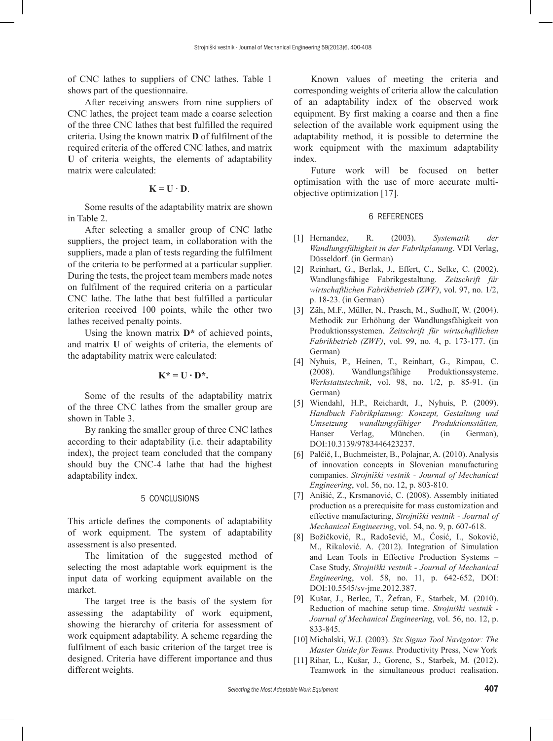of CNC lathes to suppliers of CNC lathes. Table 1 shows part of the questionnaire.

After receiving answers from nine suppliers of CNC lathes, the project team made a coarse selection of the three CNC lathes that best fulfilled the required criteria. Using the known matrix **D** of fulfilment of the required criteria of the offered CNC lathes, and matrix **U** of criteria weights, the elements of adaptability matrix were calculated:

$$\mathbf{K} = \mathbf{U} \cdot \mathbf{D}.$$

Some results of the adaptability matrix are shown in Table 2.

After selecting a smaller group of CNC lathe suppliers, the project team, in collaboration with the suppliers, made a plan of tests regarding the fulfilment of the criteria to be performed at a particular supplier. During the tests, the project team members made notes on fulfilment of the required criteria on a particular CNC lathe. The lathe that best fulfilled a particular criterion received 100 points, while the other two lathes received penalty points.

Using the known matrix **D\*** of achieved points, and matrix **U** of weights of criteria, the elements of the adaptability matrix were calculated:

$$\mathbf{K}^* = \mathbf{U} \cdot \mathbf{D}^*.$$

Some of the results of the adaptability matrix of the three CNC lathes from the smaller group are shown in Table 3.

By ranking the smaller group of three CNC lathes according to their adaptability (i.e. their adaptability index), the project team concluded that the company should buy the CNC-4 lathe that had the highest adaptability index.

## 5 CONCLUSIONS

This article defines the components of adaptability of work equipment. The system of adaptability assessment is also presented.

The limitation of the suggested method of selecting the most adaptable work equipment is the input data of working equipment available on the market.

The target tree is the basis of the system for assessing the adaptability of work equipment, showing the hierarchy of criteria for assessment of work equipment adaptability. A scheme regarding the fulfilment of each basic criterion of the target tree is designed. Criteria have different importance and thus different weights.

Known values of meeting the criteria and corresponding weights of criteria allow the calculation of an adaptability index of the observed work equipment. By first making a coarse and then a fine selection of the available work equipment using the adaptability method, it is possible to determine the work equipment with the maximum adaptability index.

Future work will be focused on better optimisation with the use of more accurate multi-objective optimization [17].

## 6 REFERENCES

[1] Hernandez, R. (2003). *Systematik der Wandlungsfähigkeit in der Fabrikplanung*. VDI Verlag, Düsseldorf. (in German)

[2] Reinhart, G., Berlak, J., Effert, C., Selke, C. (2002). Wandlungsfähige Fabrikgestaltung. *Zeitschrift für wirtschaftlichen Fabrikbetrieb (ZWF)*, vol. 97, no. 1/2, p. 18-23. (in German)

[3] Zäh, M.F., Müller, N., Prasch, M., Sudhoff, W. (2004). Methodik zur Erhöhung der Wandlungsfähigkeit von Produktionssystemen. *Zeitschrift für wirtschaftlichen Fabrikbetrieb (ZWF)*, vol. 99, no. 4, p. 173-177. (in German)

[4] Nyhuis, P., Heinen, T., Reinhart, G., Rimpau, C. (2008). Wandlungsfähige Produktionssysteme. *Werkstattstechnik*, vol. 98, no. 1/2, p. 85-91. (in German)

[5] Wiendahl, H.P., Reichardt, J., Nyhuis, P. (2009). *Handbuch Fabrikplanung: Konzept, Gestaltung und Umsetzung wandlungsfähiger Produktionsstätten,* Hanser Verlag, München. (in German), DOI:10.3139/9783446423237.

[6] Palčič, I., Buchmeister, B., Polajnar, A. (2010). Analysis of innovation concepts in Slovenian manufacturing companies. *Strojniški vestnik - Journal of Mechanical Engineering*, vol. 56, no. 12, p. 803-810.

[7] Anišić, Z., Krsmanović, C. (2008). Assembly initiated production as a prerequisite for mass customization and effective manufacturing, *Strojniški vestnik - Journal of Mechanical Engineering*, vol. 54, no. 9, p. 607-618.

[8] Božičković, R., Radošević, M., Ćosić, I., Soković, M., Rikalović. A. (2012). Integration of Simulation and Lean Tools in Effective Production Systems – Case Study, *Strojniški vestnik - Journal of Mechanical Engineering*, vol. 58, no. 11, p. 642-652, DOI: DOI:10.5545/sv-jme.2012.387.

[9] Kušar, J., Berlec, T., Žefran, F., Starbek, M. (2010). Reduction of machine setup time. *Strojniški vestnik - Journal of Mechanical Engineering*, vol. 56, no. 12, p. 833-845.

[10] Michalski, W.J. (2003). *Six Sigma Tool Navigator: The Master Guide for Teams.* Productivity Press, New York

[11] Rihar, L., Kušar, J., Gorenc, S., Starbek, M. (2012). Teamwork in the simultaneous product realisation.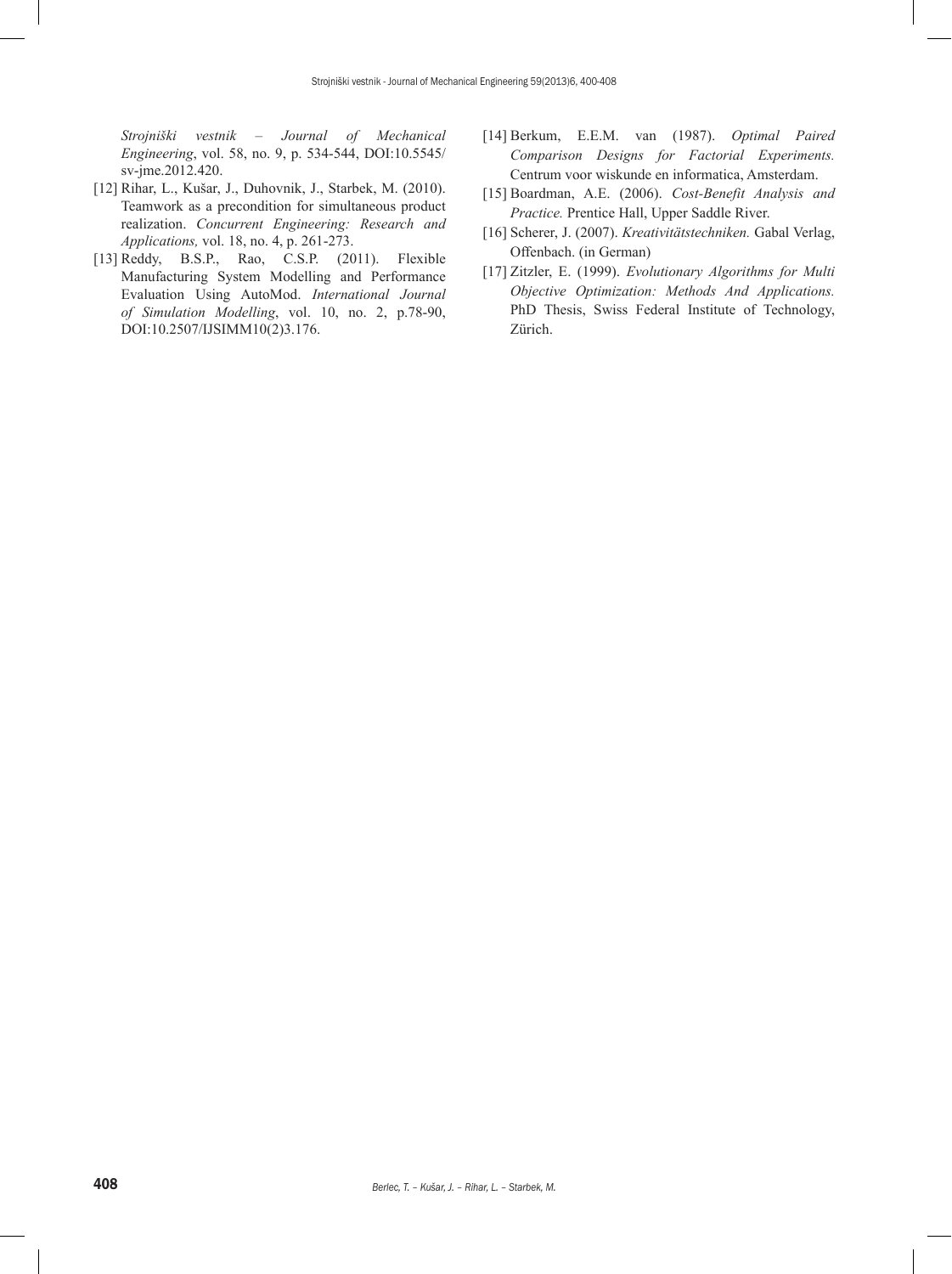*Strojniški vestnik – Journal of Mechanical Engineering*, vol. 58, no. 9, p. 534-544, DOI:10.5545/sv-jme.2012.420.

[12] Rihar, L., Kušar, J., Duhovnik, J., Starbek, M. (2010). Teamwork as a precondition for simultaneous product realization. *Concurrent Engineering: Research and Applications,* vol. 18, no. 4, p. 261-273.

[13] Reddy, B.S.P., Rao, C.S.P. (2011). Flexible Manufacturing System Modelling and Performance Evaluation Using AutoMod. *International Journal of Simulation Modelling*, vol. 10, no. 2, p.78-90, DOI:10.2507/IJSIMM10(2)3.176.

[14] Berkum, E.E.M. van (1987). *Optimal Paired Comparison Designs for Factorial Experiments.* Centrum voor wiskunde en informatica, Amsterdam.

[15] Boardman, A.E. (2006). *Cost-Benefit Analysis and Practice.* Prentice Hall, Upper Saddle River.

[16] Scherer, J. (2007). *Kreativitätstechniken.* Gabal Verlag, Offenbach. (in German)

[17] Zitzler, E. (1999). *Evolutionary Algorithms for Multi Objective Optimization: Methods And Applications.* PhD Thesis, Swiss Federal Institute of Technology, Zürich.